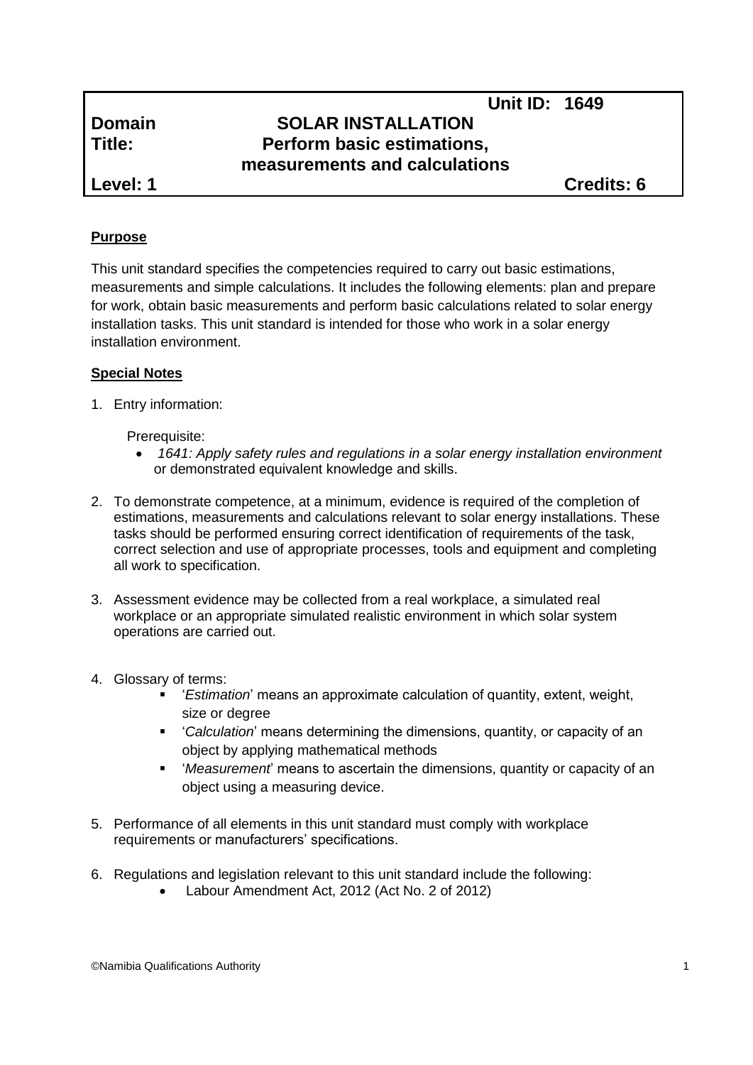| | Unit ID: 1649 |
|---|---|
| **Domain** | **SOLAR INSTALLATION** |
| **Title:** | **Perform basic estimations, measurements and calculations** |
| **Level: 1** | **Credits: 6** |

## Purpose

This unit standard specifies the competencies required to carry out basic estimations, measurements and simple calculations. It includes the following elements: plan and prepare for work, obtain basic measurements and perform basic calculations related to solar energy installation tasks. This unit standard is intended for those who work in a solar energy installation environment.

## Special Notes

1. Entry information:

   Prerequisite:
   - *1641: Apply safety rules and regulations in a solar energy installation environment* or demonstrated equivalent knowledge and skills.

2. To demonstrate competence, at a minimum, evidence is required of the completion of estimations, measurements and calculations relevant to solar energy installations. These tasks should be performed ensuring correct identification of requirements of the task, correct selection and use of appropriate processes, tools and equipment and completing all work to specification.

3. Assessment evidence may be collected from a real workplace, a simulated real workplace or an appropriate simulated realistic environment in which solar system operations are carried out.

4. Glossary of terms:
   - '*Estimation*' means an approximate calculation of quantity, extent, weight, size or degree
   - '*Calculation*' means determining the dimensions, quantity, or capacity of an object by applying mathematical methods
   - '*Measurement*' means to ascertain the dimensions, quantity or capacity of an object using a measuring device.

5. Performance of all elements in this unit standard must comply with workplace requirements or manufacturers' specifications.

6. Regulations and legislation relevant to this unit standard include the following:
   - Labour Amendment Act, 2012 (Act No. 2 of 2012)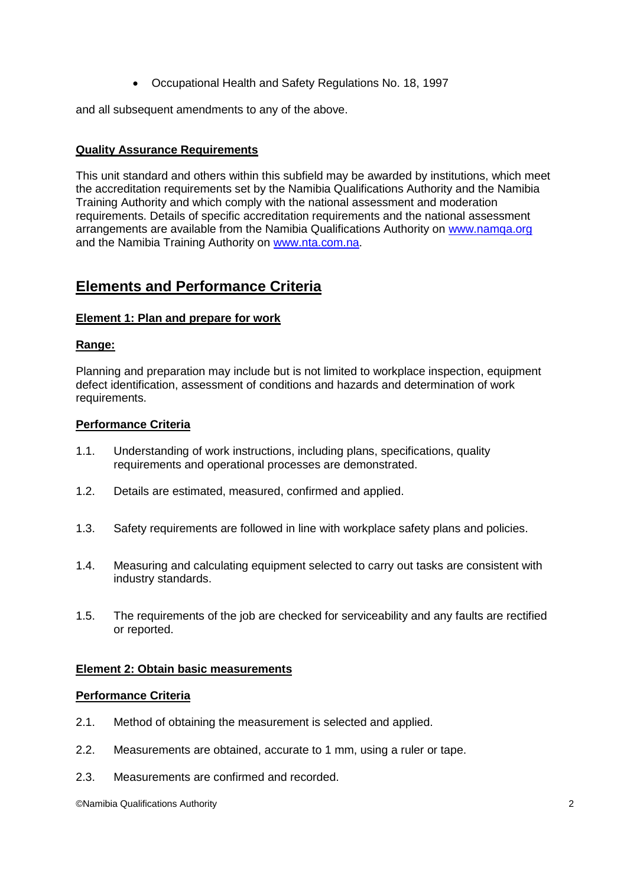- Occupational Health and Safety Regulations No. 18, 1997

and all subsequent amendments to any of the above.

**Quality Assurance Requirements**

This unit standard and others within this subfield may be awarded by institutions, which meet the accreditation requirements set by the Namibia Qualifications Authority and the Namibia Training Authority and which comply with the national assessment and moderation requirements. Details of specific accreditation requirements and the national assessment arrangements are available from the Namibia Qualifications Authority on www.namqa.org and the Namibia Training Authority on www.nta.com.na.

## Elements and Performance Criteria

**Element 1: Plan and prepare for work**

**Range:**

Planning and preparation may include but is not limited to workplace inspection, equipment defect identification, assessment of conditions and hazards and determination of work requirements.

**Performance Criteria**

1.1. Understanding of work instructions, including plans, specifications, quality requirements and operational processes are demonstrated.

1.2. Details are estimated, measured, confirmed and applied.

1.3. Safety requirements are followed in line with workplace safety plans and policies.

1.4. Measuring and calculating equipment selected to carry out tasks are consistent with industry standards.

1.5. The requirements of the job are checked for serviceability and any faults are rectified or reported.

**Element 2: Obtain basic measurements**

**Performance Criteria**

2.1. Method of obtaining the measurement is selected and applied.

2.2. Measurements are obtained, accurate to 1 mm, using a ruler or tape.

2.3. Measurements are confirmed and recorded.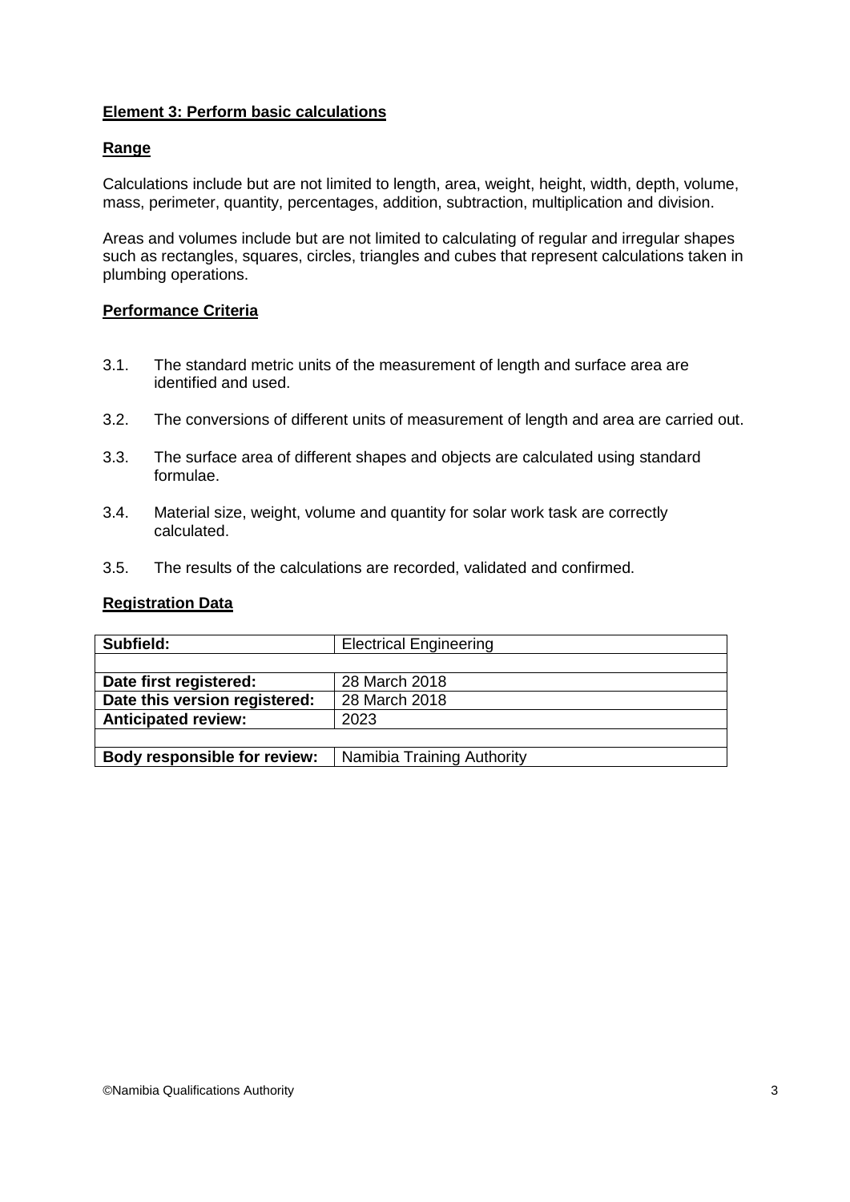**Element 3: Perform basic calculations**

**Range**

Calculations include but are not limited to length, area, weight, height, width, depth, volume, mass, perimeter, quantity, percentages, addition, subtraction, multiplication and division.

Areas and volumes include but are not limited to calculating of regular and irregular shapes such as rectangles, squares, circles, triangles and cubes that represent calculations taken in plumbing operations.

**Performance Criteria**

3.1. The standard metric units of the measurement of length and surface area are identified and used.

3.2. The conversions of different units of measurement of length and area are carried out.

3.3. The surface area of different shapes and objects are calculated using standard formulae.

3.4. Material size, weight, volume and quantity for solar work task are correctly calculated.

3.5. The results of the calculations are recorded, validated and confirmed.

**Registration Data**

| | |
|---|---|
| **Subfield:** | Electrical Engineering |
| | |
| **Date first registered:** | 28 March 2018 |
| **Date this version registered:** | 28 March 2018 |
| **Anticipated review:** | 2023 |
| | |
| **Body responsible for review:** | Namibia Training Authority |

©Namibia Qualifications Authority